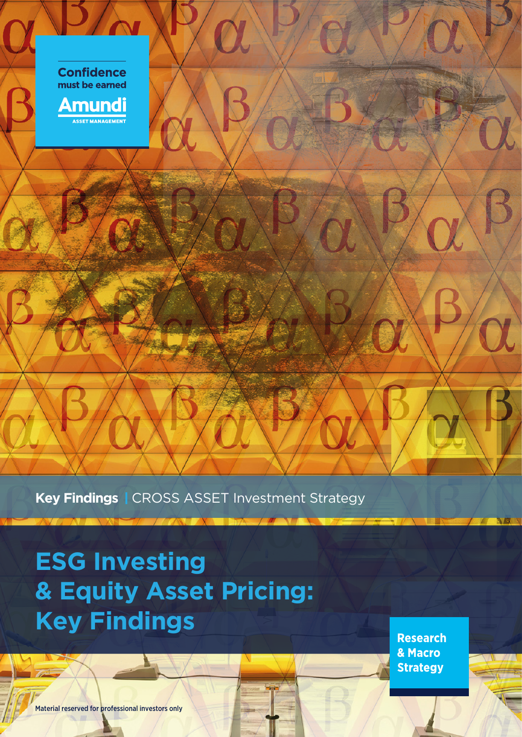Confidence must be earned

Amundi
ASSET MANAGEMENT

**Key Findings** | CROSS ASSET Investment Strategy

# ESG Investing & Equity Asset Pricing: Key Findings

**Research & Macro Strategy**

Material reserved for professional investors only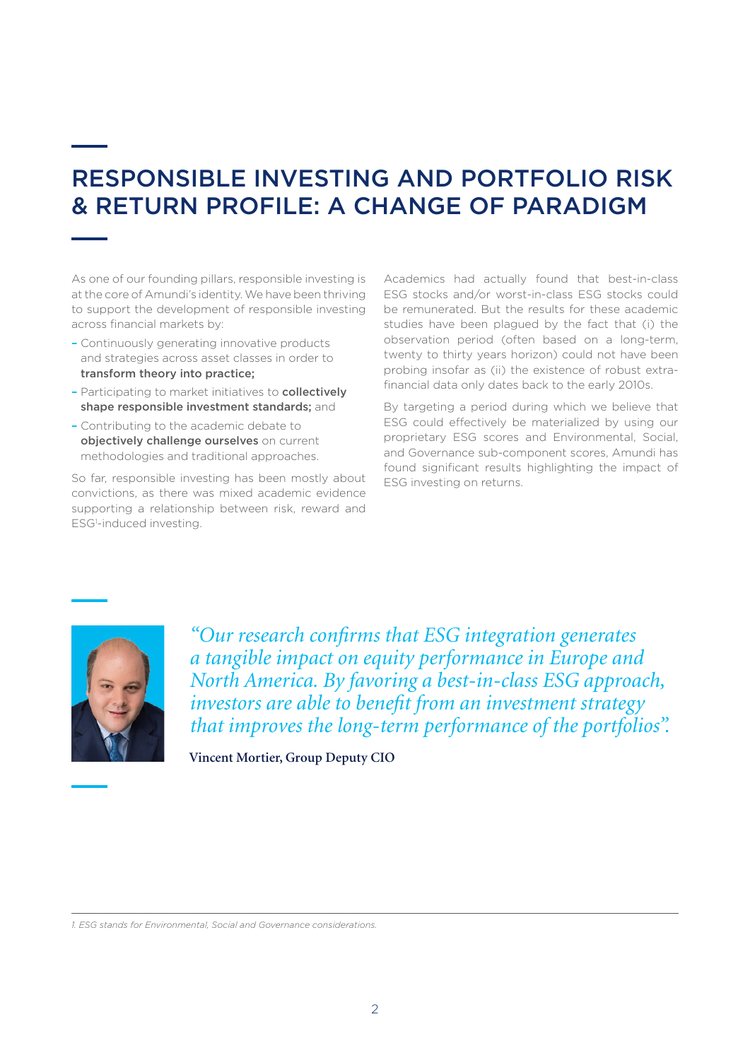# RESPONSIBLE INVESTING AND PORTFOLIO RISK & RETURN PROFILE: A CHANGE OF PARADIGM

As one of our founding pillars, responsible investing is at the core of Amundi's identity. We have been thriving to support the development of responsible investing across financial markets by:

- Continuously generating innovative products and strategies across asset classes in order to **transform theory into practice;**
- Participating to market initiatives to **collectively shape responsible investment standards;** and
- Contributing to the academic debate to **objectively challenge ourselves** on current methodologies and traditional approaches.

So far, responsible investing has been mostly about convictions, as there was mixed academic evidence supporting a relationship between risk, reward and ESG[1]-induced investing.

Academics had actually found that best-in-class ESG stocks and/or worst-in-class ESG stocks could be remunerated. But the results for these academic studies have been plagued by the fact that (i) the observation period (often based on a long-term, twenty to thirty years horizon) could not have been probing insofar as (ii) the existence of robust extra-financial data only dates back to the early 2010s.

By targeting a period during which we believe that ESG could effectively be materialized by using our proprietary ESG scores and Environmental, Social, and Governance sub-component scores, Amundi has found significant results highlighting the impact of ESG investing on returns.

*"Our research confirms that ESG integration generates a tangible impact on equity performance in Europe and North America. By favoring a best-in-class ESG approach, investors are able to benefit from an investment strategy that improves the long-term performance of the portfolios".*

**Vincent Mortier, Group Deputy CIO**

---

*1. ESG stands for Environmental, Social and Governance considerations.*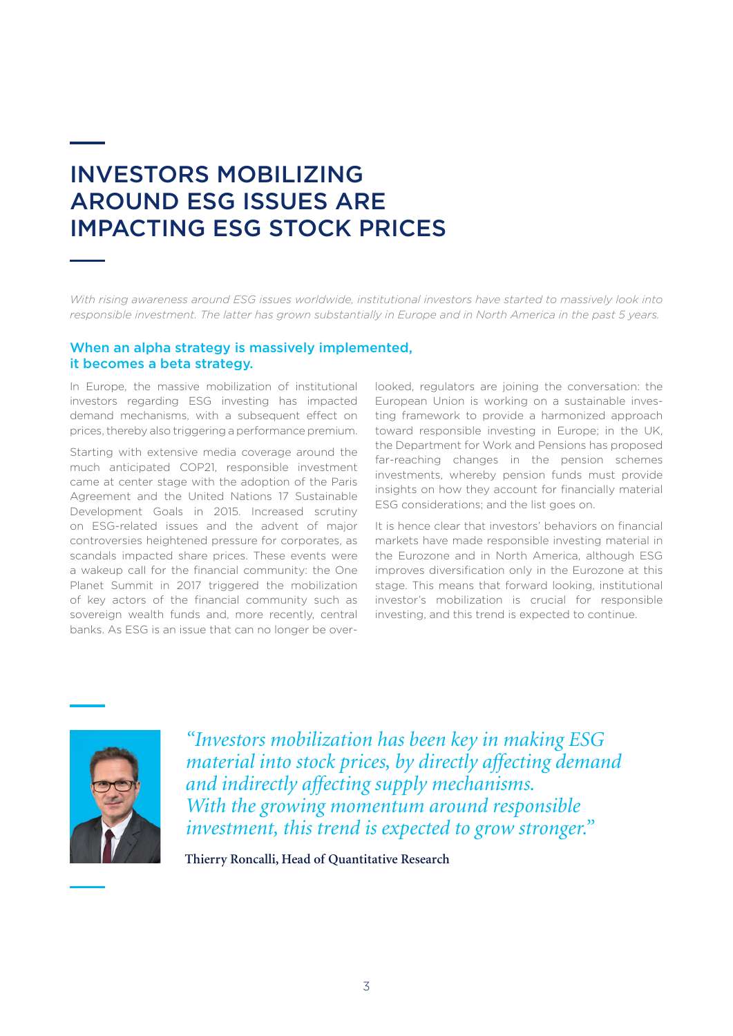# INVESTORS MOBILIZING AROUND ESG ISSUES ARE IMPACTING ESG STOCK PRICES

*With rising awareness around ESG issues worldwide, institutional investors have started to massively look into responsible investment. The latter has grown substantially in Europe and in North America in the past 5 years.*

## When an alpha strategy is massively implemented, it becomes a beta strategy.

In Europe, the massive mobilization of institutional investors regarding ESG investing has impacted demand mechanisms, with a subsequent effect on prices, thereby also triggering a performance premium.

Starting with extensive media coverage around the much anticipated COP21, responsible investment came at center stage with the adoption of the Paris Agreement and the United Nations 17 Sustainable Development Goals in 2015. Increased scrutiny on ESG-related issues and the advent of major controversies heightened pressure for corporates, as scandals impacted share prices. These events were a wakeup call for the financial community: the One Planet Summit in 2017 triggered the mobilization of key actors of the financial community such as sovereign wealth funds and, more recently, central banks. As ESG is an issue that can no longer be overlooked, regulators are joining the conversation: the European Union is working on a sustainable investing framework to provide a harmonized approach toward responsible investing in Europe; in the UK, the Department for Work and Pensions has proposed far-reaching changes in the pension schemes investments, whereby pension funds must provide insights on how they account for financially material ESG considerations; and the list goes on.

It is hence clear that investors' behaviors on financial markets have made responsible investing material in the Eurozone and in North America, although ESG improves diversification only in the Eurozone at this stage. This means that forward looking, institutional investor's mobilization is crucial for responsible investing, and this trend is expected to continue.

*"Investors mobilization has been key in making ESG material into stock prices, by directly affecting demand and indirectly affecting supply mechanisms. With the growing momentum around responsible investment, this trend is expected to grow stronger."*

**Thierry Roncalli, Head of Quantitative Research**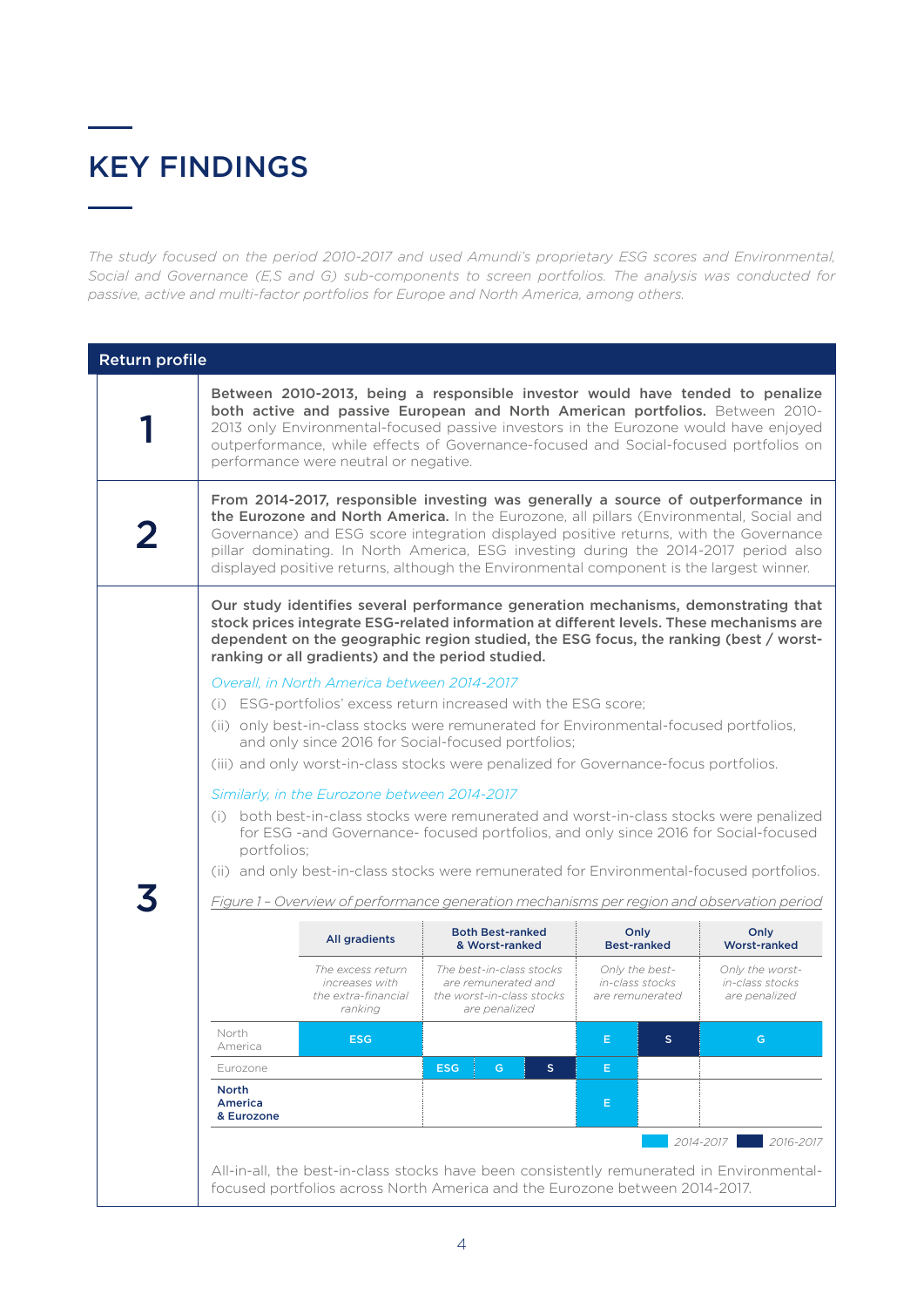# KEY FINDINGS

*The study focused on the period 2010-2017 and used Amundi's proprietary ESG scores and Environmental, Social and Governance (E,S and G) sub-components to screen portfolios. The analysis was conducted for passive, active and multi-factor portfolios for Europe and North America, among others.*

## Return profile

**1**

**Between 2010-2013, being a responsible investor would have tended to penalize both active and passive European and North American portfolios.** Between 2010-2013 only Environmental-focused passive investors in the Eurozone would have enjoyed outperformance, while effects of Governance-focused and Social-focused portfolios on performance were neutral or negative.

**2**

**From 2014-2017, responsible investing was generally a source of outperformance in the Eurozone and North America.** In the Eurozone, all pillars (Environmental, Social and Governance) and ESG score integration displayed positive returns, with the Governance pillar dominating. In North America, ESG investing during the 2014-2017 period also displayed positive returns, although the Environmental component is the largest winner.

**3**

**Our study identifies several performance generation mechanisms, demonstrating that stock prices integrate ESG-related information at different levels. These mechanisms are dependent on the geographic region studied, the ESG focus, the ranking (best / worst-ranking or all gradients) and the period studied.**

*Overall, in North America between 2014-2017*

(i) ESG-portfolios' excess return increased with the ESG score;

(ii) only best-in-class stocks were remunerated for Environmental-focused portfolios, and only since 2016 for Social-focused portfolios;

(iii) and only worst-in-class stocks were penalized for Governance-focus portfolios.

*Similarly, in the Eurozone between 2014-2017*

(i) both best-in-class stocks were remunerated and worst-in-class stocks were penalized for ESG -and Governance- focused portfolios, and only since 2016 for Social-focused portfolios;

(ii) and only best-in-class stocks were remunerated for Environmental-focused portfolios.

*Figure 1 – Overview of performance generation mechanisms per region and observation period*

| | All gradients | Both Best-ranked & Worst-ranked | Only Best-ranked | Only Worst-ranked |
|---|---|---|---|---|
| | *The excess return increases with the extra-financial ranking* | *The best-in-class stocks are remunerated and the worst-in-class stocks are penalized* | *Only the best-in-class stocks are remunerated* | *Only the worst-in-class stocks are penalized* |
| North America | ESG (2014-2017) | | E (2014-2017), S (2016-2017) | G (2014-2017) |
| Eurozone | | ESG (2014-2017), G (2014-2017), S (2016-2017) | E (2014-2017) | |
| **North America & Eurozone** | | | E (2014-2017) | |

All-in-all, the best-in-class stocks have been consistently remunerated in Environmental-focused portfolios across North America and the Eurozone between 2014-2017.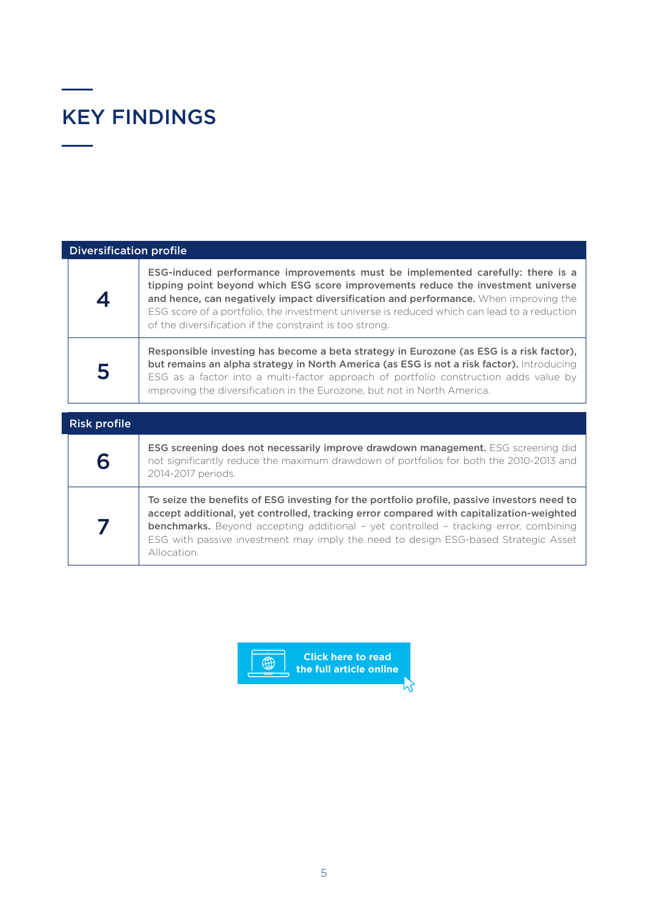# KEY FINDINGS

| Diversification profile | |
|---|---|
| 4 | **ESG-induced performance improvements must be implemented carefully: there is a tipping point beyond which ESG score improvements reduce the investment universe and hence, can negatively impact diversification and performance.** When improving the ESG score of a portfolio, the investment universe is reduced which can lead to a reduction of the diversification if the constraint is too strong. |
| 5 | **Responsible investing has become a beta strategy in Eurozone (as ESG is a risk factor), but remains an alpha strategy in North America (as ESG is not a risk factor).** Introducing ESG as a factor into a multi-factor approach of portfolio construction adds value by improving the diversification in the Eurozone, but not in North America. |

| Risk profile | |
|---|---|
| 6 | **ESG screening does not necessarily improve drawdown management.** ESG screening did not significantly reduce the maximum drawdown of portfolios for both the 2010-2013 and 2014-2017 periods. |
| 7 | **To seize the benefits of ESG investing for the portfolio profile, passive investors need to accept additional, yet controlled, tracking error compared with capitalization-weighted benchmarks.** Beyond accepting additional – yet controlled – tracking error, combining ESG with passive investment may imply the need to design ESG-based Strategic Asset Allocation. |

Click here to read the full article online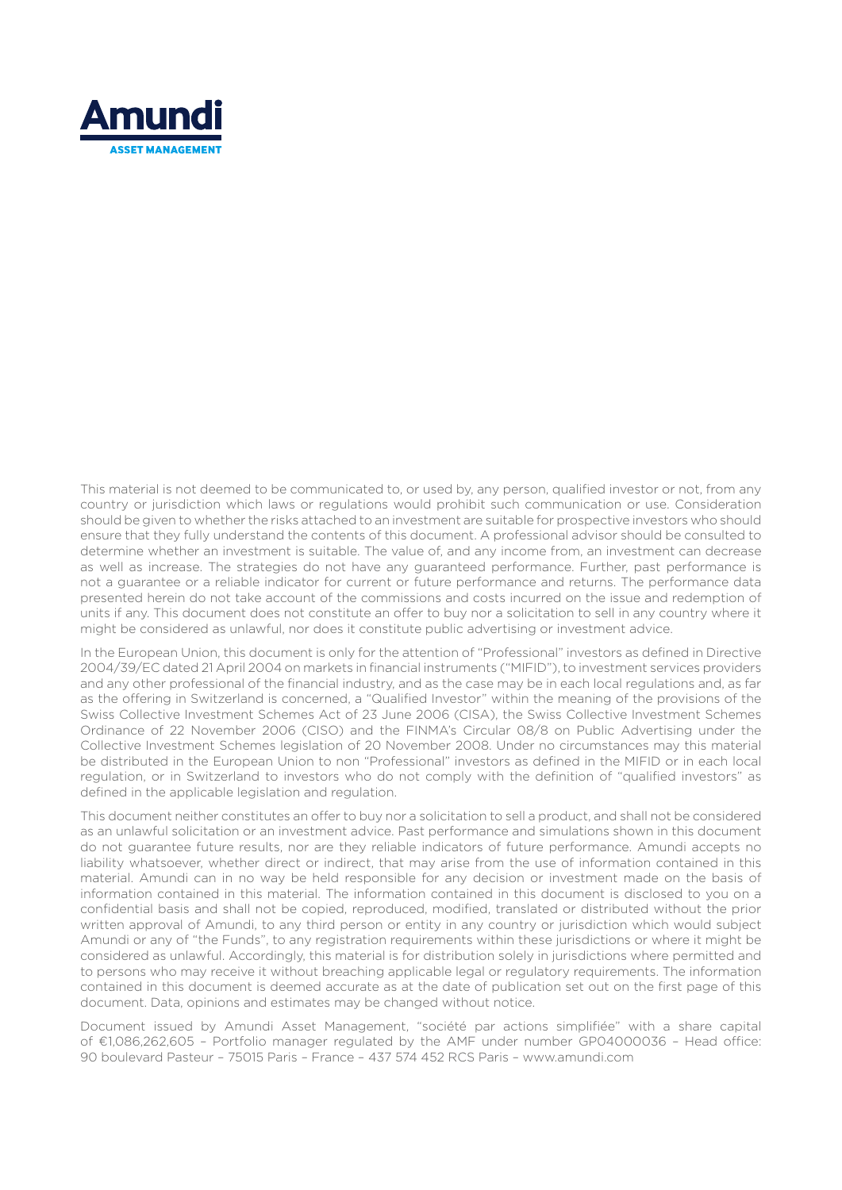Amundi
ASSET MANAGEMENT

This material is not deemed to be communicated to, or used by, any person, qualified investor or not, from any country or jurisdiction which laws or regulations would prohibit such communication or use. Consideration should be given to whether the risks attached to an investment are suitable for prospective investors who should ensure that they fully understand the contents of this document. A professional advisor should be consulted to determine whether an investment is suitable. The value of, and any income from, an investment can decrease as well as increase. The strategies do not have any guaranteed performance. Further, past performance is not a guarantee or a reliable indicator for current or future performance and returns. The performance data presented herein do not take account of the commissions and costs incurred on the issue and redemption of units if any. This document does not constitute an offer to buy nor a solicitation to sell in any country where it might be considered as unlawful, nor does it constitute public advertising or investment advice.

In the European Union, this document is only for the attention of "Professional" investors as defined in Directive 2004/39/EC dated 21 April 2004 on markets in financial instruments ("MIFID"), to investment services providers and any other professional of the financial industry, and as the case may be in each local regulations and, as far as the offering in Switzerland is concerned, a "Qualified Investor" within the meaning of the provisions of the Swiss Collective Investment Schemes Act of 23 June 2006 (CISA), the Swiss Collective Investment Schemes Ordinance of 22 November 2006 (CISO) and the FINMA's Circular 08/8 on Public Advertising under the Collective Investment Schemes legislation of 20 November 2008. Under no circumstances may this material be distributed in the European Union to non "Professional" investors as defined in the MIFID or in each local regulation, or in Switzerland to investors who do not comply with the definition of "qualified investors" as defined in the applicable legislation and regulation.

This document neither constitutes an offer to buy nor a solicitation to sell a product, and shall not be considered as an unlawful solicitation or an investment advice. Past performance and simulations shown in this document do not guarantee future results, nor are they reliable indicators of future performance. Amundi accepts no liability whatsoever, whether direct or indirect, that may arise from the use of information contained in this material. Amundi can in no way be held responsible for any decision or investment made on the basis of information contained in this material. The information contained in this document is disclosed to you on a confidential basis and shall not be copied, reproduced, modified, translated or distributed without the prior written approval of Amundi, to any third person or entity in any country or jurisdiction which would subject Amundi or any of "the Funds", to any registration requirements within these jurisdictions or where it might be considered as unlawful. Accordingly, this material is for distribution solely in jurisdictions where permitted and to persons who may receive it without breaching applicable legal or regulatory requirements. The information contained in this document is deemed accurate as at the date of publication set out on the first page of this document. Data, opinions and estimates may be changed without notice.

Document issued by Amundi Asset Management, "société par actions simplifiée" with a share capital of €1,086,262,605 – Portfolio manager regulated by the AMF under number GP04000036 – Head office: 90 boulevard Pasteur – 75015 Paris – France – 437 574 452 RCS Paris – www.amundi.com